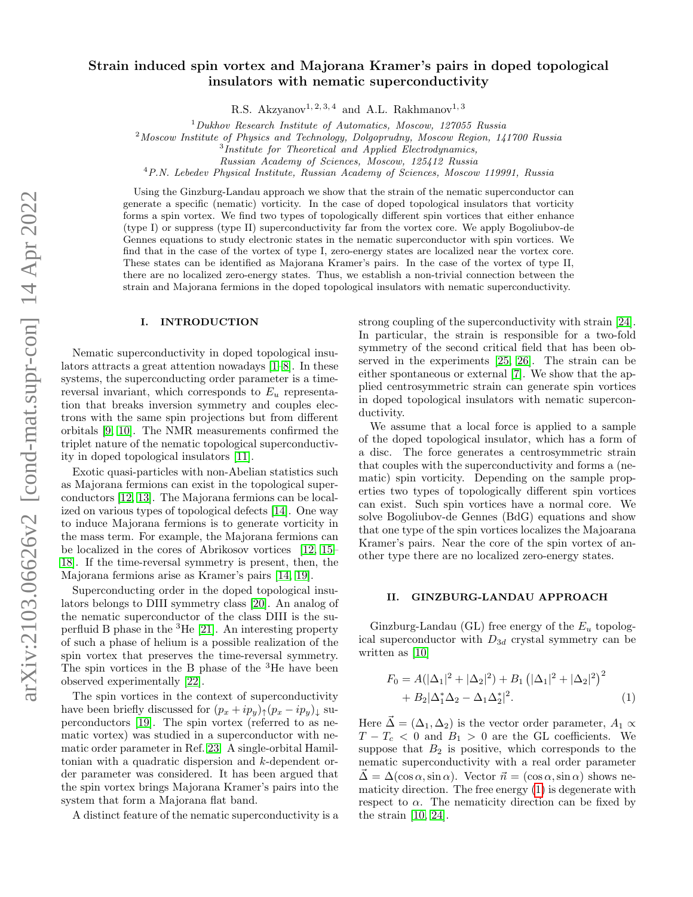# Strain induced spin vortex and Majorana Kramer's pairs in doped topological insulators with nematic superconductivity

R.S. Akzyanov[1,2,3,4] and A.L. Rakhmanov[1,3]

[1] *Dukhov Research Institute of Automatics, Moscow, 127055 Russia*
[2] *Moscow Institute of Physics and Technology, Dolgoprudny, Moscow Region, 141700 Russia*
[3] *Institute for Theoretical and Applied Electrodynamics, Russian Academy of Sciences, Moscow, 125412 Russia*
[4] *P.N. Lebedev Physical Institute, Russian Academy of Sciences, Moscow 119991, Russia*

Using the Ginzburg-Landau approach we show that the strain of the nematic superconductor can generate a specific (nematic) vorticity. In the case of doped topological insulators that vorticity forms a spin vortex. We find two types of topologically different spin vortices that either enhance (type I) or suppress (type II) superconductivity far from the vortex core. We apply Bogoliubov-de Gennes equations to study electronic states in the nematic superconductor with spin vortices. We find that in the case of the vortex of type I, zero-energy states are localized near the vortex core. These states can be identified as Majorana Kramer's pairs. In the case of the vortex of type II, there are no localized zero-energy states. Thus, we establish a non-trivial connection between the strain and Majorana fermions in the doped topological insulators with nematic superconductivity.

## I. INTRODUCTION

Nematic superconductivity in doped topological insulators attracts a great attention nowadays [1–8]. In these systems, the superconducting order parameter is a time-reversal invariant, which corresponds to $E_u$ representation that breaks inversion symmetry and couples electrons with the same spin projections but from different orbitals [9, 10]. The NMR measurements confirmed the triplet nature of the nematic topological superconductivity in doped topological insulators [11].

Exotic quasi-particles with non-Abelian statistics such as Majorana fermions can exist in the topological superconductors [12, 13]. The Majorana fermions can be localized on various types of topological defects [14]. One way to induce Majorana fermions is to generate vorticity in the mass term. For example, the Majorana fermions can be localized in the cores of Abrikosov vortices [12, 15–18]. If the time-reversal symmetry is present, then, the Majorana fermions arise as Kramer's pairs [14, 19].

Superconducting order in the doped topological insulators belongs to DIII symmetry class [20]. An analog of the nematic superconductor of the class DIII is the superfluid B phase in the $^3$He [21]. An interesting property of such a phase of helium is a possible realization of the spin vortex that preserves the time-reversal symmetry. The spin vortices in the B phase of the $^3$He have been observed experimentally [22].

The spin vortices in the context of superconductivity have been briefly discussed for $(p_x + ip_y)_\uparrow (p_x - ip_y)_\downarrow$ superconductors [19]. The spin vortex (referred to as nematic vortex) was studied in a superconductor with nematic order parameter in Ref. [23]. A single-orbital Hamiltonian with a quadratic dispersion and $k$-dependent order parameter was considered. It has been argued that the spin vortex brings Majorana Kramer's pairs into the system that form a Majorana flat band.

A distinct feature of the nematic superconductivity is a strong coupling of the superconductivity with strain [24]. In particular, the strain is responsible for a two-fold symmetry of the second critical field that has been observed in the experiments [25, 26]. The strain can be either spontaneous or external [7]. We show that the applied centrosymmetric strain can generate spin vortices in doped topological insulators with nematic superconductivity.

We assume that a local force is applied to a sample of the doped topological insulator, which has a form of a disc. The force generates a centrosymmetric strain that couples with the superconductivity and forms a (nematic) spin vorticity. Depending on the sample properties two types of topologically different spin vortices can exist. Such spin vortices have a normal core. We solve Bogoliubov-de Gennes (BdG) equations and show that one type of the spin vortices localizes the Majoarana Kramer's pairs. Near the core of the spin vortex of another type there are no localized zero-energy states.

## II. GINZBURG-LANDAU APPROACH

Ginzburg-Landau (GL) free energy of the $E_u$ topological superconductor with $D_{3d}$ crystal symmetry can be written as [10]

$$F_0 = A(|\Delta_1|^2 + |\Delta_2|^2) + B_1 \left(|\Delta_1|^2 + |\Delta_2|^2\right)^2 + B_2|\Delta_1^*\Delta_2 - \Delta_1\Delta_2^*|^2. \quad (1)$$

Here $\vec{\Delta} = (\Delta_1, \Delta_2)$ is the vector order parameter, $A_1 \propto T - T_c < 0$ and $B_1 > 0$ are the GL coefficients. We suppose that $B_2$ is positive, which corresponds to the nematic superconductivity with a real order parameter $\vec{\Delta} = \Delta(\cos\alpha, \sin\alpha)$. Vector $\vec{n} = (\cos\alpha, \sin\alpha)$ shows nematicity direction. The free energy (1) is degenerate with respect to $\alpha$. The nematicity direction can be fixed by the strain [10, 24].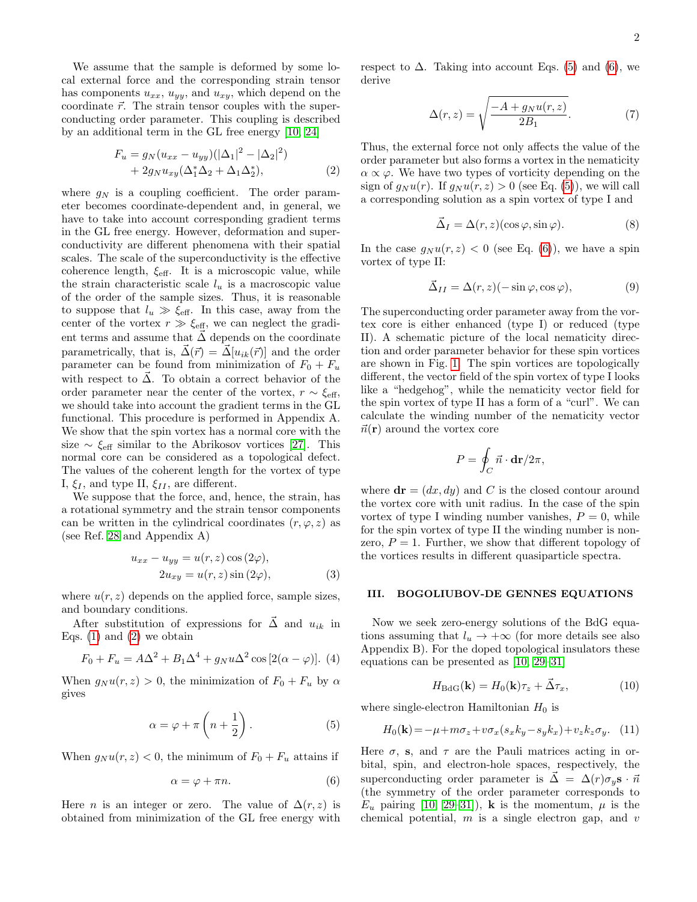We assume that the sample is deformed by some local external force and the corresponding strain tensor has components $u_{xx}$, $u_{yy}$, and $u_{xy}$, which depend on the coordinate $\vec{r}$. The strain tensor couples with the superconducting order parameter. This coupling is described by an additional term in the GL free energy [10, 24]

$$
\begin{aligned}
F_u = g_N(u_{xx} - u_{yy})(|\Delta_1|^2 - |\Delta_2|^2) \\
+ 2g_N u_{xy}(\Delta_1^*\Delta_2 + \Delta_1\Delta_2^*),
\end{aligned}
\tag{2}
$$

where $g_N$ is a coupling coefficient. The order parameter becomes coordinate-dependent and, in general, we have to take into account corresponding gradient terms in the GL free energy. However, deformation and superconductivity are different phenomena with their spatial scales. The scale of the superconductivity is the effective coherence length, $\xi_{\rm eff}$. It is a microscopic value, while the strain characteristic scale $l_u$ is a macroscopic value of the order of the sample sizes. Thus, it is reasonable to suppose that $l_u \gg \xi_{\rm eff}$. In this case, away from the center of the vortex $r \gg \xi_{\rm eff}$, we can neglect the gradient terms and assume that $\vec{\Delta}$ depends on the coordinate parametrically, that is, $\vec{\Delta}(\vec{r}) = \vec{\Delta}[u_{ik}(\vec{r})]$ and the order parameter can be found from minimization of $F_0 + F_u$ with respect to $\vec{\Delta}$. To obtain a correct behavior of the order parameter near the center of the vortex, $r \sim \xi_{\rm eff}$, we should take into account the gradient terms in the GL functional. This procedure is performed in Appendix A. We show that the spin vortex has a normal core with the size $\sim \xi_{\rm eff}$ similar to the Abrikosov vortices [27]. This normal core can be considered as a topological defect. The values of the coherent length for the vortex of type I, $\xi_I$, and type II, $\xi_{II}$, are different.

We suppose that the force, and, hence, the strain, has a rotational symmetry and the strain tensor components can be written in the cylindrical coordinates $(r, \varphi, z)$ as (see Ref. 28 and Appendix A)

$$
\begin{aligned}
u_{xx} - u_{yy} = u(r, z)\cos(2\varphi), \\
2u_{xy} = u(r, z)\sin(2\varphi),
\end{aligned}
\tag{3}
$$

where $u(r, z)$ depends on the applied force, sample sizes, and boundary conditions.

After substitution of expressions for $\vec{\Delta}$ and $u_{ik}$ in Eqs. (1) and (2) we obtain

$$
F_0 + F_u = A\Delta^2 + B_1\Delta^4 + g_N u\Delta^2\cos[2(\alpha - \varphi)]. \tag{4}
$$

When $g_N u(r, z) > 0$, the minimization of $F_0 + F_u$ by $\alpha$ gives

$$
\alpha = \varphi + \pi\left(n + \frac{1}{2}\right). \tag{5}
$$

When $g_N u(r, z) < 0$, the minimum of $F_0 + F_u$ attains if

$$
\alpha = \varphi + \pi n. \tag{6}
$$

Here $n$ is an integer or zero. The value of $\Delta(r, z)$ is obtained from minimization of the GL free energy with respect to $\Delta$. Taking into account Eqs. (5) and (6), we derive

$$
\Delta(r, z) = \sqrt{\frac{-A + g_N u(r, z)}{2B_1}}. \tag{7}
$$

Thus, the external force not only affects the value of the order parameter but also forms a vortex in the nematicity $\alpha \propto \varphi$. We have two types of vorticity depending on the sign of $g_N u(r)$. If $g_N u(r, z) > 0$ (see Eq. (5)), we will call a corresponding solution as a spin vortex of type I and

$$
\vec{\Delta}_I = \Delta(r, z)(\cos\varphi, \sin\varphi). \tag{8}
$$

In the case $g_N u(r, z) < 0$ (see Eq. (6)), we have a spin vortex of type II:

$$
\vec{\Delta}_{II} = \Delta(r, z)(-\sin\varphi, \cos\varphi), \tag{9}
$$

The superconducting order parameter away from the vortex core is either enhanced (type I) or reduced (type II). A schematic picture of the local nematicity direction and order parameter behavior for these spin vortices are shown in Fig. 1. The spin vortices are topologically different, the vector field of the spin vortex of type I looks like a "hedgehog", while the nematicity vector field for the spin vortex of type II has a form of a "curl". We can calculate the winding number of the nematicity vector $\vec{n}(\mathbf{r})$ around the vortex core

$$
P = \oint_C \vec{n}\cdot d\mathbf{r}/2\pi,
$$

where $d\mathbf{r} = (dx, dy)$ and $C$ is the closed contour around the vortex core with unit radius. In the case of the spin vortex of type I winding number vanishes, $P = 0$, while for the spin vortex of type II the winding number is nonzero, $P = 1$. Further, we show that different topology of the vortices results in different quasiparticle spectra.

## III. BOGOLIUBOV-DE GENNES EQUATIONS

Now we seek zero-energy solutions of the BdG equations assuming that $l_u \to +\infty$ (for more details see also Appendix B). For the doped topological insulators these equations can be presented as [10, 29–31]

$$
H_{\rm BdG}(\mathbf{k}) = H_0(\mathbf{k})\tau_z + \vec{\Delta}\tau_x, \tag{10}
$$

where single-electron Hamiltonian $H_0$ is

$$
H_0(\mathbf{k}) = -\mu + m\sigma_z + v\sigma_x(s_x k_y - s_y k_x) + v_z k_z \sigma_y. \tag{11}
$$

Here $\sigma$, $\mathbf{s}$, and $\tau$ are the Pauli matrices acting in orbital, spin, and electron-hole spaces, respectively, the superconducting order parameter is $\vec{\Delta} = \Delta(r)\sigma_y \mathbf{s}\cdot\vec{n}$ (the symmetry of the order parameter corresponds to $E_u$ pairing [10, 29–31]), $\mathbf{k}$ is the momentum, $\mu$ is the chemical potential, $m$ is a single electron gap, and $v$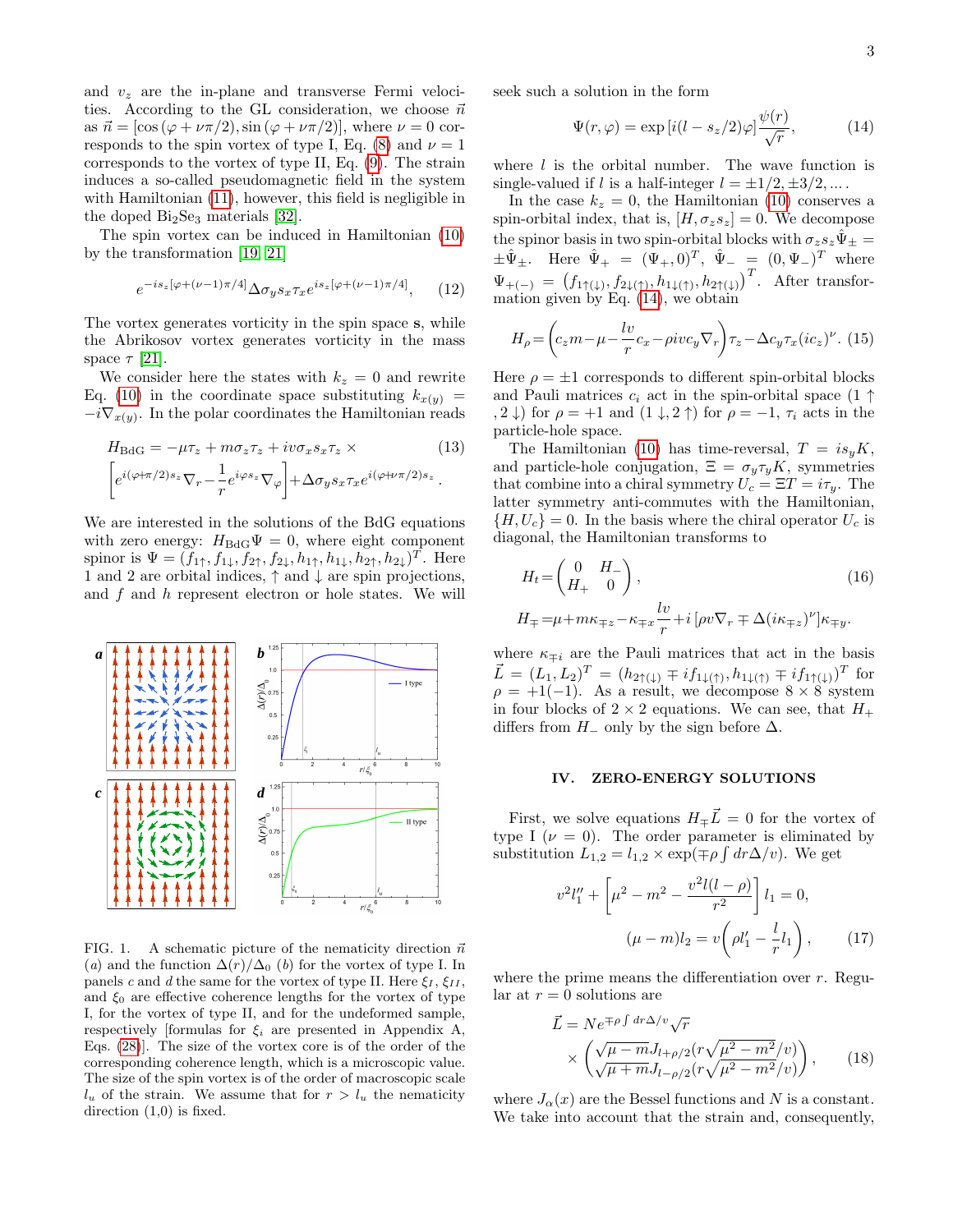and $v_z$ are the in-plane and transverse Fermi velocities. According to the GL consideration, we choose $\vec{n}$ as $\vec{n} = [\cos(\varphi + \nu\pi/2), \sin(\varphi + \nu\pi/2)]$, where $\nu = 0$ corresponds to the spin vortex of type I, Eq. (8) and $\nu = 1$ corresponds to the vortex of type II, Eq. (9). The strain induces a so-called pseudomagnetic field in the system with Hamiltonian (11), however, this field is negligible in the doped $Bi_2Se_3$ materials [32].

The spin vortex can be induced in Hamiltonian (10) by the transformation [19, 21]

$$e^{-is_z[\varphi+(\nu-1)\pi/4]}\Delta\sigma_y s_x \tau_x e^{is_z[\varphi+(\nu-1)\pi/4]}, \quad (12)$$

The vortex generates vorticity in the spin space $\mathbf{s}$, while the Abrikosov vortex generates vorticity in the mass space $\tau$ [21].

We consider here the states with $k_z = 0$ and rewrite Eq. (10) in the coordinate space substituting $k_{x(y)} = -i\nabla_{x(y)}$. In the polar coordinates the Hamiltonian reads

$$H_{\rm BdG} = -\mu\tau_z + m\sigma_z\tau_z + iv\sigma_x s_x \tau_z \times \quad (13)$$
$$\left[e^{i(\varphi+\pi/2)s_z}\nabla_r - \frac{1}{r}e^{i\varphi s_z}\nabla_\varphi\right] + \Delta\sigma_y s_x \tau_x e^{i(\varphi+\nu\pi/2)s_z}.$$

We are interested in the solutions of the BdG equations with zero energy: $H_{\rm BdG}\Psi = 0$, where eight component spinor is $\Psi = (f_{1\uparrow}, f_{1\downarrow}, f_{2\uparrow}, f_{2\downarrow}, h_{1\uparrow}, h_{1\downarrow}, h_{2\uparrow}, h_{2\downarrow})^T$. Here 1 and 2 are orbital indices, $\uparrow$ and $\downarrow$ are spin projections, and $f$ and $h$ represent electron or hole states. We will seek such a solution in the form

$$\Psi(r,\varphi) = \exp\left[i(l - s_z/2)\varphi\right]\frac{\psi(r)}{\sqrt{r}}, \quad (14)$$

where $l$ is the orbital number. The wave function is single-valued if $l$ is a half-integer $l = \pm 1/2, \pm 3/2, \ldots$.

In the case $k_z = 0$, the Hamiltonian (10) conserves a spin-orbital index, that is, $[H, \sigma_z s_z] = 0$. We decompose the spinor basis in two spin-orbital blocks with $\sigma_z s_z \hat{\Psi}_\pm = \pm\hat{\Psi}_\pm$. Here $\hat{\Psi}_+ = (\Psi_+, 0)^T$, $\hat{\Psi}_- = (0, \Psi_-)^T$ where $\Psi_{+(-)} = \left(f_{1\uparrow(\downarrow)}, f_{2\downarrow(\uparrow)}, h_{1\downarrow(\uparrow)}, h_{2\uparrow(\downarrow)}\right)^T$. After transformation given by Eq. (14), we obtain

$$H_\rho = \left(c_z m - \mu - \frac{lv}{r}c_x - \rho i v c_y \nabla_r\right)\tau_z - \Delta c_y \tau_x (ic_z)^\nu. \quad (15)$$

Here $\rho = \pm 1$ corresponds to different spin-orbital blocks and Pauli matrices $c_i$ act in the spin-orbital space ($1\uparrow, 2\downarrow$) for $\rho = +1$ and ($1\downarrow, 2\uparrow$) for $\rho = -1$, $\tau_i$ acts in the particle-hole space.

The Hamiltonian (10) has time-reversal, $T = is_y K$, and particle-hole conjugation, $\Xi = \sigma_y \tau_y K$, symmetries that combine into a chiral symmetry $U_c = \Xi T = i\tau_y$. The latter symmetry anti-commutes with the Hamiltonian, $\{H, U_c\} = 0$. In the basis where the chiral operator $U_c$ is diagonal, the Hamiltonian transforms to

$$H_t = \begin{pmatrix} 0 & H_- \\ H_+ & 0 \end{pmatrix}, \quad (16)$$
$$H_\mp = \mu + m\kappa_{\mp z} - \kappa_{\mp x}\frac{lv}{r} + i\left[\rho v\nabla_r \mp \Delta(i\kappa_{\mp z})^\nu\right]\kappa_{\mp y}.$$

where $\kappa_{\mp i}$ are the Pauli matrices that act in the basis $\vec{L} = (L_1, L_2)^T = (h_{2\uparrow(\downarrow)} \mp if_{1\downarrow(\uparrow)}, h_{1\downarrow(\uparrow)} \mp if_{1\uparrow(\downarrow)})^T$ for $\rho = +1(-1)$. As a result, we decompose $8\times 8$ system in four blocks of $2\times 2$ equations. We can see, that $H_+$ differs from $H_-$ only by the sign before $\Delta$.

FIG. 1. A schematic picture of the nematicity direction $\vec{n}$ ($a$) and the function $\Delta(r)/\Delta_0$ ($b$) for the vortex of type I. In panels $c$ and $d$ the same for the vortex of type II. Here $\xi_I$, $\xi_{II}$, and $\xi_0$ are effective coherence lengths for the vortex of type I, for the vortex of type II, and for the undeformed sample, respectively [formulas for $\xi_i$ are presented in Appendix A, Eqs. (28)]. The size of the vortex core is of the order of the corresponding coherence length, which is a microscopic value. The size of the spin vortex is of the order of macroscopic scale $l_u$ of the strain. We assume that for $r > l_u$ the nematicity direction (1,0) is fixed.

## IV. ZERO-ENERGY SOLUTIONS

First, we solve equations $H_\mp\vec{L} = 0$ for the vortex of type I ($\nu = 0$). The order parameter is eliminated by substitution $L_{1,2} = l_{1,2} \times \exp(\mp\rho\int dr\Delta/v)$. We get

$$v^2 l_1'' + \left[\mu^2 - m^2 - \frac{v^2 l(l-\rho)}{r^2}\right]l_1 = 0,$$
$$(\mu - m)l_2 = v\left(\rho l_1' - \frac{l}{r}l_1\right), \quad (17)$$

where the prime means the differentiation over $r$. Regular at $r = 0$ solutions are

$$\vec{L} = Ne^{\mp\rho\int dr\Delta/v}\sqrt{r}$$
$$\times\begin{pmatrix}\sqrt{\mu - m}J_{l+\rho/2}(r\sqrt{\mu^2 - m^2}/v) \\ \sqrt{\mu + m}J_{l-\rho/2}(r\sqrt{\mu^2 - m^2}/v)\end{pmatrix}, \quad (18)$$

where $J_\alpha(x)$ are the Bessel functions and $N$ is a constant. We take into account that the strain and, consequently,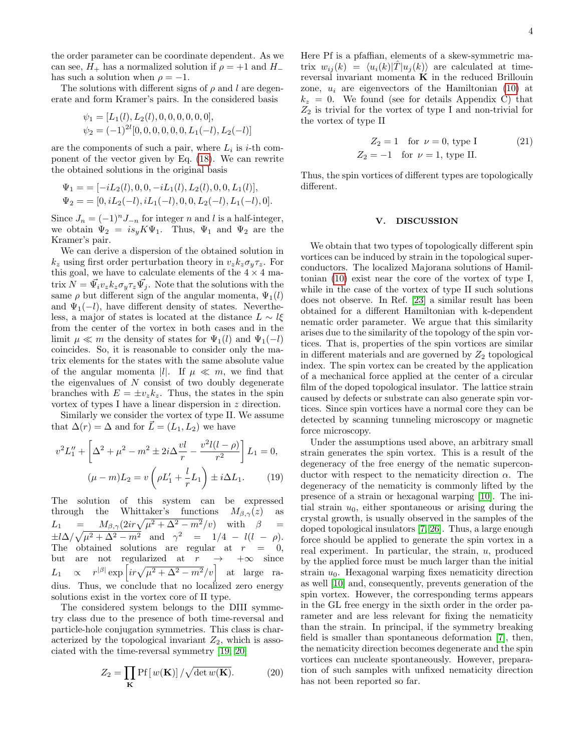the order parameter can be coordinate dependent. As we can see, $H_+$ has a normalized solution if $\rho = +1$ and $H_-$ has such a solution when $\rho = -1$.

The solutions with different signs of $\rho$ and $l$ are degenerate and form Kramer's pairs. In the considered basis

$$\psi_1 = [L_1(l), L_2(l), 0, 0, 0, 0, 0, 0],$$
$$\psi_2 = (-1)^{2l}[0, 0, 0, 0, 0, 0, L_1(-l), L_2(-l)]$$

are the components of such a pair, where $L_i$ is $i$-th component of the vector given by Eq. (18). We can rewrite the obtained solutions in the original basis

$$\Psi_1 = = [-iL_2(l), 0, 0, -iL_1(l), L_2(l), 0, 0, L_1(l)],$$
$$\Psi_2 = = [0, iL_2(-l), iL_1(-l), 0, 0, L_2(-l), L_1(-l), 0].$$

Since $J_n = (-1)^n J_{-n}$ for integer $n$ and $l$ is a half-integer, we obtain $\Psi_2 = is_y K \Psi_1$. Thus, $\Psi_1$ and $\Psi_2$ are the Kramer's pair.

We can derive a dispersion of the obtained solution in $k_z$ using first order perturbation theory in $v_z k_z \sigma_y \tau_z$. For this goal, we have to calculate elements of the $4 \times 4$ matrix $N = \vec{\Psi}_i v_z k_z \sigma_y \tau_z \vec{\Psi}_j$. Note that the solutions with the same $\rho$ but different sign of the angular momenta, $\Psi_1(l)$ and $\Psi_1(-l)$, have different density of states. Nevertheless, a major of states is located at the distance $L \sim l\xi$ from the center of the vortex in both cases and in the limit $\mu \ll m$ the density of states for $\Psi_1(l)$ and $\Psi_1(-l)$ coincides. So, it is reasonable to consider only the matrix elements for the states with the same absolute value of the angular momenta $|l|$. If $\mu \ll m$, we find that the eigenvalues of $N$ consist of two doubly degenerate branches with $E = \pm v_z k_z$. Thus, the states in the spin vortex of types I have a linear dispersion in $z$ direction.

Similarly we consider the vortex of type II. We assume that $\Delta(r) = \Delta$ and for $\vec{L} = (L_1, L_2)$ we have

$$v^2 L_1'' + \left[\Delta^2 + \mu^2 - m^2 \pm 2i\Delta \frac{vl}{r} - \frac{v^2 l(l-\rho)}{r^2}\right] L_1 = 0,$$
$$(\mu - m)L_2 = v\left(\rho L_1' + \frac{l}{r} L_1\right) \pm i\Delta L_1. \qquad (19)$$

The solution of this system can be expressed through the Whittaker's functions $M_{\beta,\gamma}(z)$ as $L_1 = M_{\beta,\gamma}(2ir\sqrt{\mu^2 + \Delta^2 - m^2}/v)$ with $\beta = \pm l\Delta/\sqrt{\mu^2 + \Delta^2 - m^2}$ and $\gamma^2 = 1/4 - l(l-\rho)$. The obtained solutions are regular at $r = 0$, but are not regularized at $r \to +\infty$ since $L_1 \propto r^{|\beta|} \exp\left[ir\sqrt{\mu^2 + \Delta^2 - m^2}/v\right]$ at large radius. Thus, we conclude that no localized zero energy solutions exist in the vortex core of II type.

The considered system belongs to the DIII symmetry class due to the presence of both time-reversal and particle-hole conjugation symmetries. This class is characterized by the topological invariant $Z_2$, which is associated with the time-reversal symmetry [19, 20]

$$Z_2 = \prod_{\mathbf{K}} \mathrm{Pf}\,[\,w(\mathbf{K})] \,/ \sqrt{\det w(\mathbf{K})}. \qquad (20)$$

Here Pf is a pfaffian, elements of a skew-symmetric matrix $w_{ij}(k) = \langle u_i(k)|\hat{T}|u_j(k)\rangle$ are calculated at time-reversal invariant momenta $\mathbf{K}$ in the reduced Brillouin zone, $u_i$ are eigenvectors of the Hamiltonian (10) at $k_z = 0$. We found (see for details Appendix C) that $Z_2$ is trivial for the vortex of type I and non-trivial for the vortex of type II

$$Z_2 = 1 \quad \text{for } \nu = 0, \text{ type I} \qquad (21)$$
$$Z_2 = -1 \quad \text{for } \nu = 1, \text{ type II}.$$

Thus, the spin vortices of different types are topologically different.

## V. DISCUSSION

We obtain that two types of topologically different spin vortices can be induced by strain in the topological superconductors. The localized Majorana solutions of Hamiltonian (10) exist near the core of the vortex of type I, while in the case of the vortex of type II such solutions does not observe. In Ref. [23] a similar result has been obtained for a different Hamiltonian with k-dependent nematic order parameter. We argue that this similarity arises due to the similarity of the topology of the spin vortices. That is, properties of the spin vortices are similar in different materials and are governed by $Z_2$ topological index. The spin vortex can be created by the application of a mechanical force applied at the center of a circular film of the doped topological insulator. The lattice strain caused by defects or substrate can also generate spin vortices. Since spin vortices have a normal core they can be detected by scanning tunneling microscopy or magnetic force microscopy.

Under the assumptions used above, an arbitrary small strain generates the spin vortex. This is a result of the degeneracy of the free energy of the nematic superconductor with respect to the nematicity direction $\alpha$. The degeneracy of the nematicity is commonly lifted by the presence of a strain or hexagonal warping [10]. The initial strain $u_0$, either spontaneous or arising during the crystal growth, is usually observed in the samples of the doped topological insulators [7, 26]. Thus, a large enough force should be applied to generate the spin vortex in a real experiment. In particular, the strain, $u$, produced by the applied force must be much larger than the initial strain $u_0$. Hexagonal warping fixes nematicity direction as well [10] and, consequently, prevents generation of the spin vortex. However, the corresponding terms appears in the GL free energy in the sixth order in the order parameter and are less relevant for fixing the nematicity than the strain. In principal, if the symmetry breaking field is smaller than spontaneous deformation [7], then, the nematicity direction becomes degenerate and the spin vortices can nucleate spontaneously. However, preparation of such samples with unfixed nematicity direction has not been reported so far.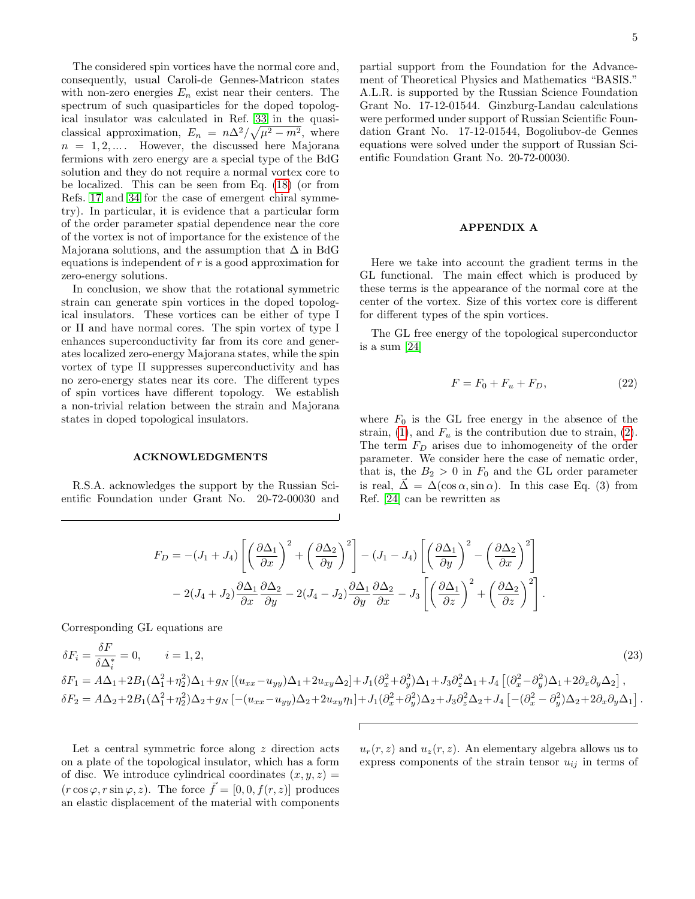The considered spin vortices have the normal core and, consequently, usual Caroli-de Gennes-Matricon states with non-zero energies $E_n$ exist near their centers. The spectrum of such quasiparticles for the doped topological insulator was calculated in Ref. [33] in the quasi-classical approximation, $E_n = n\Delta^2/\sqrt{\mu^2 - m^2}$, where $n = 1, 2, \ldots$. However, the discussed here Majorana fermions with zero energy are a special type of the BdG solution and they do not require a normal vortex core to be localized. This can be seen from Eq. (18) (or from Refs. 17 and 34 for the case of emergent chiral symmetry). In particular, it is evidence that a particular form of the order parameter spatial dependence near the core of the vortex is not of importance for the existence of the Majorana solutions, and the assumption that $\Delta$ in BdG equations is independent of $r$ is a good approximation for zero-energy solutions.

In conclusion, we show that the rotational symmetric strain can generate spin vortices in the doped topological insulators. These vortices can be either of type I or II and have normal cores. The spin vortex of type I enhances superconductivity far from its core and generates localized zero-energy Majorana states, while the spin vortex of type II suppresses superconductivity and has no zero-energy states near its core. The different types of spin vortices have different topology. We establish a non-trivial relation between the strain and Majorana states in doped topological insulators.

## ACKNOWLEDGMENTS

R.S.A. acknowledges the support by the Russian Scientific Foundation under Grant No. 20-72-00030 and partial support from the Foundation for the Advancement of Theoretical Physics and Mathematics "BASIS." A.L.R. is supported by the Russian Science Foundation Grant No. 17-12-01544. Ginzburg-Landau calculations were performed under support of Russian Scientific Foundation Grant No. 17-12-01544, Bogoliubov-de Gennes equations were solved under the support of Russian Scientific Foundation Grant No. 20-72-00030.

## APPENDIX A

Here we take into account the gradient terms in the GL functional. The main effect which is produced by these terms is the appearance of the normal core at the center of the vortex. Size of this vortex core is different for different types of the spin vortices.

The GL free energy of the topological superconductor is a sum [24]

$$F = F_0 + F_u + F_D, \tag{22}$$

where $F_0$ is the GL free energy in the absence of the strain, (1), and $F_u$ is the contribution due to strain, (2). The term $F_D$ arises due to inhomogeneity of the order parameter. We consider here the case of nematic order, that is, the $B_2 > 0$ in $F_0$ and the GL order parameter is real, $\vec{\Delta} = \Delta(\cos\alpha, \sin\alpha)$. In this case Eq. (3) from Ref. [24] can be rewritten as

$$F_D = -(J_1+J_4)\left[\left(\frac{\partial\Delta_1}{\partial x}\right)^2 + \left(\frac{\partial\Delta_2}{\partial y}\right)^2\right] - (J_1-J_4)\left[\left(\frac{\partial\Delta_1}{\partial y}\right)^2 - \left(\frac{\partial\Delta_2}{\partial x}\right)^2\right]$$
$$- 2(J_4+J_2)\frac{\partial\Delta_1}{\partial x}\frac{\partial\Delta_2}{\partial y} - 2(J_4-J_2)\frac{\partial\Delta_1}{\partial y}\frac{\partial\Delta_2}{\partial x} - J_3\left[\left(\frac{\partial\Delta_1}{\partial z}\right)^2 + \left(\frac{\partial\Delta_2}{\partial z}\right)^2\right].$$

Corresponding GL equations are

$$\delta F_i = \frac{\delta F}{\delta\Delta_i^*} = 0, \qquad i = 1,2, \tag{23}$$

$$\delta F_1 = A\Delta_1 + 2B_1(\Delta_1^2+\eta_2^2)\Delta_1 + g_N\left[(u_{xx}-u_{yy})\Delta_1 + 2u_{xy}\Delta_2\right] + J_1(\partial_x^2+\partial_y^2)\Delta_1 + J_3\partial_z^2\Delta_1 + J_4\left[(\partial_x^2-\partial_y^2)\Delta_1 + 2\partial_x\partial_y\Delta_2\right],$$

$$\delta F_2 = A\Delta_2 + 2B_1(\Delta_1^2+\eta_2^2)\Delta_2 + g_N\left[-(u_{xx}-u_{yy})\Delta_2 + 2u_{xy}\eta_1\right] + J_1(\partial_x^2+\partial_y^2)\Delta_2 + J_3\partial_z^2\Delta_2 + J_4\left[-(\partial_x^2-\partial_y^2)\Delta_2 + 2\partial_x\partial_y\Delta_1\right].$$

Let a central symmetric force along $z$ direction acts on a plate of the topological insulator, which has a form of disc. We introduce cylindrical coordinates $(x, y, z) = (r\cos\varphi, r\sin\varphi, z)$. The force $\vec{f} = [0, 0, f(r,z)]$ produces an elastic displacement of the material with components $u_r(r,z)$ and $u_z(r,z)$. An elementary algebra allows us to express components of the strain tensor $u_{ij}$ in terms of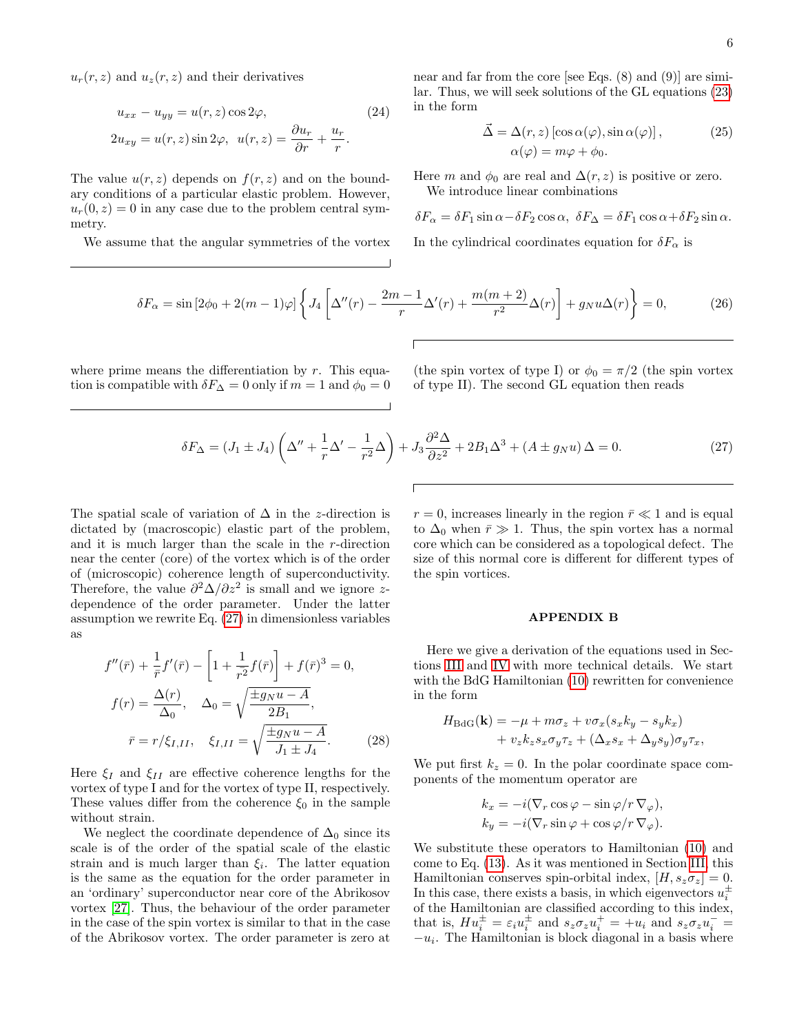$u_r(r,z)$ and $u_z(r,z)$ and their derivatives

$$
\begin{aligned}
&u_{xx} - u_{yy} = u(r,z)\cos 2\varphi, \\
&2u_{xy} = u(r,z)\sin 2\varphi, \;\; u(r,z) = \frac{\partial u_r}{\partial r} + \frac{u_r}{r}.
\end{aligned}
\tag{24}
$$

The value $u(r,z)$ depends on $f(r,z)$ and on the boundary conditions of a particular elastic problem. However, $u_r(0,z)=0$ in any case due to the problem central symmetry.

We assume that the angular symmetries of the vortex near and far from the core [see Eqs. (8) and (9)] are similar. Thus, we will seek solutions of the GL equations (23) in the form

$$
\begin{aligned}
\vec{\Delta} &= \Delta(r,z)\left[\cos\alpha(\varphi), \sin\alpha(\varphi)\right], \\
\alpha(\varphi) &= m\varphi + \phi_0.
\end{aligned}
\tag{25}
$$

Here $m$ and $\phi_0$ are real and $\Delta(r,z)$ is positive or zero.

We introduce linear combinations

$$
\delta F_\alpha = \delta F_1 \sin\alpha - \delta F_2 \cos\alpha, \;\; \delta F_\Delta = \delta F_1 \cos\alpha + \delta F_2 \sin\alpha.
$$

In the cylindrical coordinates equation for $\delta F_\alpha$ is

$$
\delta F_\alpha = \sin\left[2\phi_0 + 2(m-1)\varphi\right]\left\{ J_4\left[\Delta''(r) - \frac{2m-1}{r}\Delta'(r) + \frac{m(m+2)}{r^2}\Delta(r)\right] + g_N u \Delta(r)\right\} = 0, \tag{26}
$$

where prime means the differentiation by $r$. This equation is compatible with $\delta F_\Delta = 0$ only if $m=1$ and $\phi_0 = 0$ (the spin vortex of type I) or $\phi_0 = \pi/2$ (the spin vortex of type II). The second GL equation then reads

$$
\delta F_\Delta = (J_1 \pm J_4)\left(\Delta'' + \frac{1}{r}\Delta' - \frac{1}{r^2}\Delta\right) + J_3 \frac{\partial^2 \Delta}{\partial z^2} + 2B_1 \Delta^3 + (A \pm g_N u)\,\Delta = 0. \tag{27}
$$

The spatial scale of variation of $\Delta$ in the $z$-direction is dictated by (macroscopic) elastic part of the problem, and it is much larger than the scale in the $r$-direction near the center (core) of the vortex which is of the order of (microscopic) coherence length of superconductivity. Therefore, the value $\partial^2\Delta/\partial z^2$ is small and we ignore $z$-dependence of the order parameter. Under the latter assumption we rewrite Eq. (27) in dimensionless variables as

$$
\begin{aligned}
&f''(\bar r) + \frac{1}{\bar r} f'(\bar r) - \left[1 + \frac{1}{r^2} f(\bar r)\right] + f(\bar r)^3 = 0, \\
&f(r) = \frac{\Delta(r)}{\Delta_0}, \quad \Delta_0 = \sqrt{\frac{\pm g_N u - A}{2B_1}}, \\
&\bar r = r/\xi_{I,II}, \quad \xi_{I,II} = \sqrt{\frac{\pm g_N u - A}{J_1 \pm J_4}}.
\end{aligned}
\tag{28}
$$

Here $\xi_I$ and $\xi_{II}$ are effective coherence lengths for the vortex of type I and for the vortex of type II, respectively. These values differ from the coherence $\xi_0$ in the sample without strain.

We neglect the coordinate dependence of $\Delta_0$ since its scale is of the order of the spatial scale of the elastic strain and is much larger than $\xi_i$. The latter equation is the same as the equation for the order parameter in an 'ordinary' superconductor near core of the Abrikosov vortex [27]. Thus, the behaviour of the order parameter in the case of the spin vortex is similar to that in the case of the Abrikosov vortex. The order parameter is zero at $r=0$, increases linearly in the region $\bar r \ll 1$ and is equal to $\Delta_0$ when $\bar r \gg 1$. Thus, the spin vortex has a normal core which can be considered as a topological defect. The size of this normal core is different for different types of the spin vortices.

## APPENDIX B

Here we give a derivation of the equations used in Sections III and IV with more technical details. We start with the BdG Hamiltonian (10) rewritten for convenience in the form

$$
\begin{aligned}
H_{\rm BdG}(\mathbf{k}) = &-\mu + m\sigma_z + v\sigma_x(s_x k_y - s_y k_x) \\
&+ v_z k_z s_x \sigma_y \tau_z + (\Delta_x s_x + \Delta_y s_y)\sigma_y \tau_x,
\end{aligned}
$$

We put first $k_z = 0$. In the polar coordinate space components of the momentum operator are

$$
\begin{aligned}
k_x &= -i(\nabla_r \cos\varphi - \sin\varphi/r\,\nabla_\varphi), \\
k_y &= -i(\nabla_r \sin\varphi + \cos\varphi/r\,\nabla_\varphi).
\end{aligned}
$$

We substitute these operators to Hamiltonian (10) and come to Eq. (13). As it was mentioned in Section III, this Hamiltonian conserves spin-orbital index, $[H, s_z\sigma_z] = 0$. In this case, there exists a basis, in which eigenvectors $u_i^\pm$ of the Hamiltonian are classified according to this index, that is, $Hu_i^\pm = \varepsilon_i u_i^\pm$ and $s_z\sigma_z u_i^+ = +u_i$ and $s_z\sigma_z u_i^- = -u_i$. The Hamiltonian is block diagonal in a basis where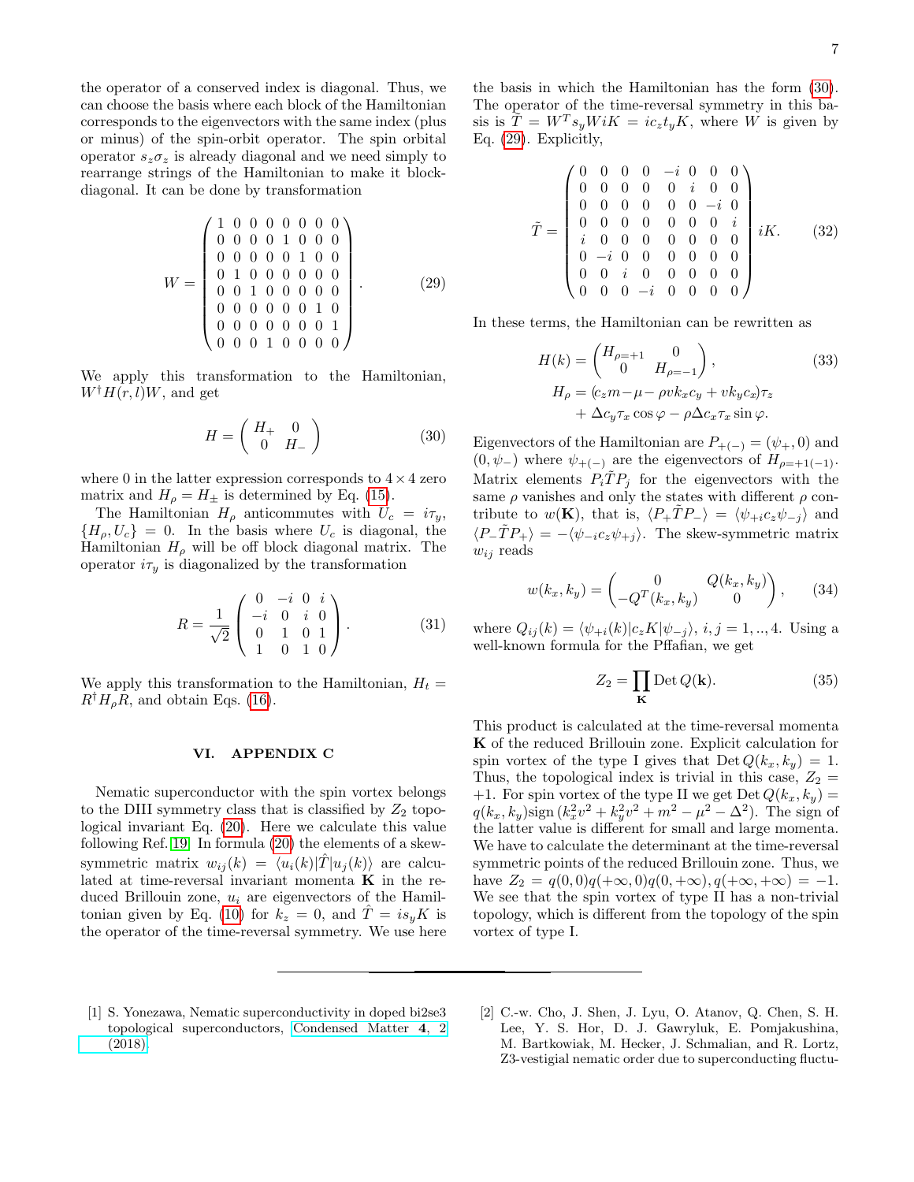the operator of a conserved index is diagonal. Thus, we can choose the basis where each block of the Hamiltonian corresponds to the eigenvectors with the same index (plus or minus) of the spin-orbit operator. The spin orbital operator $s_z\sigma_z$ is already diagonal and we need simply to rearrange strings of the Hamiltonian to make it block-diagonal. It can be done by transformation

$$W = \begin{pmatrix} 1&0&0&0&0&0&0&0\\ 0&0&0&0&1&0&0&0\\ 0&0&0&0&0&1&0&0\\ 0&1&0&0&0&0&0&0\\ 0&0&1&0&0&0&0&0\\ 0&0&0&0&0&0&1&0\\ 0&0&0&0&0&0&0&1\\ 0&0&0&1&0&0&0&0 \end{pmatrix}. \tag{29}$$

We apply this transformation to the Hamiltonian, $W^\dagger H(r,l)W$, and get

$$H = \begin{pmatrix} H_+ & 0 \\ 0 & H_- \end{pmatrix} \tag{30}$$

where 0 in the latter expression corresponds to $4\times4$ zero matrix and $H_\rho = H_\pm$ is determined by Eq. (15).

The Hamiltonian $H_\rho$ anticommutes with $U_c = i\tau_y$, $\{H_\rho, U_c\} = 0$. In the basis where $U_c$ is diagonal, the Hamiltonian $H_\rho$ will be off block diagonal matrix. The operator $i\tau_y$ is diagonalized by the transformation

$$R = \frac{1}{\sqrt{2}}\begin{pmatrix} 0&-i&0&i\\ -i&0&i&0\\ 0&1&0&1\\ 1&0&1&0 \end{pmatrix}. \tag{31}$$

We apply this transformation to the Hamiltonian, $H_t = R^\dagger H_\rho R$, and obtain Eqs. (16).

## VI. APPENDIX C

Nematic superconductor with the spin vortex belongs to the DIII symmetry class that is classified by $Z_2$ topological invariant Eq. (20). Here we calculate this value following Ref. [19]. In formula (20) the elements of a skew-symmetric matrix $w_{ij}(k) = \langle u_i(k)|\hat{T}|u_j(k)\rangle$ are calculated at time-reversal invariant momenta $\mathbf{K}$ in the reduced Brillouin zone, $u_i$ are eigenvectors of the Hamiltonian given by Eq. (10) for $k_z = 0$, and $\hat{T} = is_yK$ is the operator of the time-reversal symmetry. We use here the basis in which the Hamiltonian has the form (30). The operator of the time-reversal symmetry in this basis is $\tilde{T} = W^T s_y W iK = ic_z t_y K$, where $W$ is given by Eq. (29). Explicitly,

$$\tilde{T} = \begin{pmatrix} 0&0&0&0&-i&0&0&0\\ 0&0&0&0&0&i&0&0\\ 0&0&0&0&0&0&-i&0\\ 0&0&0&0&0&0&0&i\\ i&0&0&0&0&0&0&0\\ 0&-i&0&0&0&0&0&0\\ 0&0&i&0&0&0&0&0\\ 0&0&0&-i&0&0&0&0 \end{pmatrix} iK. \tag{32}$$

In these terms, the Hamiltonian can be rewritten as

$$H(k) = \begin{pmatrix} H_{\rho=+1} & 0 \\ 0 & H_{\rho=-1} \end{pmatrix}, \tag{33}$$
$$H_\rho = (c_z m - \mu - \rho v k_x c_y + v k_y c_x)\tau_z + \Delta c_y \tau_x \cos\varphi - \rho\Delta c_x \tau_x \sin\varphi.$$

Eigenvectors of the Hamiltonian are $P_{+(-)} = (\psi_+, 0)$ and $(0, \psi_-)$ where $\psi_{+(-)}$ are the eigenvectors of $H_{\rho=+1(-1)}$. Matrix elements $P_i\tilde{T}P_j$ for the eigenvectors with the same $\rho$ vanishes and only the states with different $\rho$ contribute to $w(\mathbf{K})$, that is, $\langle P_+\tilde{T}P_-\rangle = \langle\psi_{+i}c_z\psi_{-j}\rangle$ and $\langle P_-\tilde{T}P_+\rangle = -\langle\psi_{-i}c_z\psi_{+j}\rangle$. The skew-symmetric matrix $w_{ij}$ reads

$$w(k_x,k_y) = \begin{pmatrix} 0 & Q(k_x,k_y) \\ -Q^T(k_x,k_y) & 0 \end{pmatrix}, \tag{34}$$

where $Q_{ij}(k) = \langle\psi_{+i}(k)|c_z K|\psi_{-j}\rangle$, $i,j = 1,..,4$. Using a well-known formula for the Pffafian, we get

$$Z_2 = \prod_{\mathbf{K}} \mathrm{Det}\, Q(\mathbf{k}). \tag{35}$$

This product is calculated at the time-reversal momenta $\mathbf{K}$ of the reduced Brillouin zone. Explicit calculation for spin vortex of the type I gives that $\mathrm{Det}\, Q(k_x,k_y) = 1$. Thus, the topological index is trivial in this case, $Z_2 = +1$. For spin vortex of the type II we get $\mathrm{Det}\, Q(k_x,k_y) = q(k_x,k_y)\mathrm{sign}\,(k_x^2v^2 + k_y^2v^2 + m^2 - \mu^2 - \Delta^2)$. The sign of the latter value is different for small and large momenta. We have to calculate the determinant at the time-reversal symmetric points of the reduced Brillouin zone. Thus, we have $Z_2 = q(0,0)q(+\infty,0)q(0,+\infty), q(+\infty,+\infty) = -1$. We see that the spin vortex of type II has a non-trivial topology, which is different from the topology of the spin vortex of type I.

---

[1] S. Yonezawa, Nematic superconductivity in doped bi2se3 topological superconductors, Condensed Matter **4**, 2 (2018).

[2] C.-w. Cho, J. Shen, J. Lyu, O. Atanov, Q. Chen, S. H. Lee, Y. S. Hor, D. J. Gawryluk, E. Pomjakushina, M. Bartkowiak, M. Hecker, J. Schmalian, and R. Lortz, Z3-vestigial nematic order due to superconducting fluctu-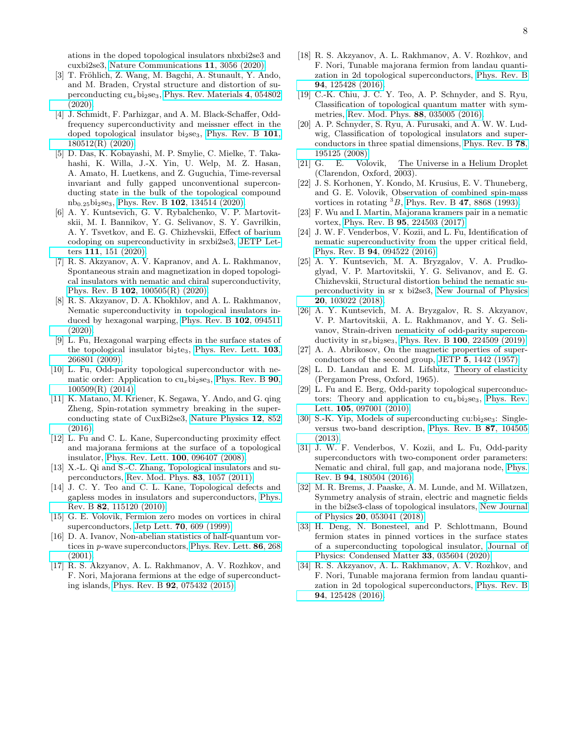ations in the doped topological insulators nbxbi2se3 and cuxbi2se3, Nature Communications **11**, 3056 (2020).

[3] T. Fröhlich, Z. Wang, M. Bagchi, A. Stunault, Y. Ando, and M. Braden, Crystal structure and distortion of superconducting $cu_x bi_2 se_3$, Phys. Rev. Materials **4**, 054802 (2020).

[4] J. Schmidt, F. Parhizgar, and A. M. Black-Schaffer, Odd-frequency superconductivity and meissner effect in the doped topological insulator $bi_2se_3$, Phys. Rev. B **101**, 180512(R) (2020).

[5] D. Das, K. Kobayashi, M. P. Smylie, C. Mielke, T. Takahashi, K. Willa, J.-X. Yin, U. Welp, M. Z. Hasan, A. Amato, H. Luetkens, and Z. Guguchia, Time-reversal invariant and fully gapped unconventional superconducting state in the bulk of the topological compound $nb_{0.25}bi_2se_3$, Phys. Rev. B **102**, 134514 (2020).

[6] A. Y. Kuntsevich, G. V. Rybalchenko, V. P. Martovitskii, M. I. Bannikov, Y. G. Selivanov, S. Y. Gavrilkin, A. Y. Tsvetkov, and E. G. Chizhevskii, Effect of barium codoping on superconductivity in srxbi2se3, JETP Letters **111**, 151 (2020).

[7] R. S. Akzyanov, A. V. Kapranov, and A. L. Rakhmanov, Spontaneous strain and magnetization in doped topological insulators with nematic and chiral superconductivity, Phys. Rev. B **102**, 100505(R) (2020).

[8] R. S. Akzyanov, D. A. Khokhlov, and A. L. Rakhmanov, Nematic superconductivity in topological insulators induced by hexagonal warping, Phys. Rev. B **102**, 094511 (2020).

[9] L. Fu, Hexagonal warping effects in the surface states of the topological insulator $bi_2te_3$, Phys. Rev. Lett. **103**, 266801 (2009).

[10] L. Fu, Odd-parity topological superconductor with nematic order: Application to $cu_x bi_2 se_3$, Phys. Rev. B **90**, 100509(R) (2014).

[11] K. Matano, M. Kriener, K. Segawa, Y. Ando, and G. qing Zheng, Spin-rotation symmetry breaking in the superconducting state of CuxBi2Se3, Nature Physics **12**, 852 (2016).

[12] L. Fu and C. L. Kane, Superconducting proximity effect and majorana fermions at the surface of a topological insulator, Phys. Rev. Lett. **100**, 096407 (2008).

[13] X.-L. Qi and S.-C. Zhang, Topological insulators and superconductors, Rev. Mod. Phys. **83**, 1057 (2011).

[14] J. C. Y. Teo and C. L. Kane, Topological defects and gapless modes in insulators and superconductors, Phys. Rev. B **82**, 115120 (2010).

[15] G. E. Volovik, Fermion zero modes on vortices in chiral superconductors, Jetp Lett. **70**, 609 (1999).

[16] D. A. Ivanov, Non-abelian statistics of half-quantum vortices in $p$-wave superconductors, Phys. Rev. Lett. **86**, 268 (2001).

[17] R. S. Akzyanov, A. L. Rakhmanov, A. V. Rozhkov, and F. Nori, Majorana fermions at the edge of superconducting islands, Phys. Rev. B **92**, 075432 (2015).

[18] R. S. Akzyanov, A. L. Rakhmanov, A. V. Rozhkov, and F. Nori, Tunable majorana fermion from landau quantization in 2d topological superconductors, Phys. Rev. B **94**, 125428 (2016).

[19] C.-K. Chiu, J. C. Y. Teo, A. P. Schnyder, and S. Ryu, Classification of topological quantum matter with symmetries, Rev. Mod. Phys. **88**, 035005 (2016).

[20] A. P. Schnyder, S. Ryu, A. Furusaki, and A. W. W. Ludwig, Classification of topological insulators and superconductors in three spatial dimensions, Phys. Rev. B **78**, 195125 (2008).

[21] G. E. Volovik, The Universe in a Helium Droplet (Clarendon, Oxford, 2003).

[22] J. S. Korhonen, Y. Kondo, M. Krusius, E. V. Thuneberg, and G. E. Volovik, Observation of combined spin-mass vortices in rotating $^3B$, Phys. Rev. B **47**, 8868 (1993).

[23] F. Wu and I. Martin, Majorana kramers pair in a nematic vortex, Phys. Rev. B **95**, 224503 (2017).

[24] J. W. F. Venderbos, V. Kozii, and L. Fu, Identification of nematic superconductivity from the upper critical field, Phys. Rev. B **94**, 094522 (2016).

[25] A. Y. Kuntsevich, M. A. Bryzgalov, V. A. Prudkoglyad, V. P. Martovitskii, Y. G. Selivanov, and E. G. Chizhevskii, Structural distortion behind the nematic superconductivity in sr x bi2se3, New Journal of Physics **20**, 103022 (2018).

[26] A. Y. Kuntsevich, M. A. Bryzgalov, R. S. Akzyanov, V. P. Martovitskii, A. L. Rakhmanov, and Y. G. Selivanov, Strain-driven nematicity of odd-parity superconductivity in $sr_x bi_2 se_3$, Phys. Rev. B **100**, 224509 (2019).

[27] A. A. Abrikosov, On the magnetic properties of superconductors of the second group, JETP **5**, 1442 (1957).

[28] L. D. Landau and E. M. Lifshitz, Theory of elasticity (Pergamon Press, Oxford, 1965).

[29] L. Fu and E. Berg, Odd-parity topological superconductors: Theory and application to $cu_x bi_2 se_3$, Phys. Rev. Lett. **105**, 097001 (2010).

[30] S.-K. Yip, Models of superconducting $cu{:}bi_2se_3$: Single-versus two-band description, Phys. Rev. B **87**, 104505 (2013).

[31] J. W. F. Venderbos, V. Kozii, and L. Fu, Odd-parity superconductors with two-component order parameters: Nematic and chiral, full gap, and majorana node, Phys. Rev. B **94**, 180504 (2016).

[32] M. R. Brems, J. Paaske, A. M. Lunde, and M. Willatzen, Symmetry analysis of strain, electric and magnetic fields in the bi2se3-class of topological insulators, New Journal of Physics **20**, 053041 (2018).

[33] H. Deng, N. Bonesteel, and P. Schlottmann, Bound fermion states in pinned vortices in the surface states of a superconducting topological insulator, Journal of Physics: Condensed Matter **33**, 035604 (2020).

[34] R. S. Akzyanov, A. L. Rakhmanov, A. V. Rozhkov, and F. Nori, Tunable majorana fermion from landau quantization in 2d topological superconductors, Phys. Rev. B **94**, 125428 (2016).